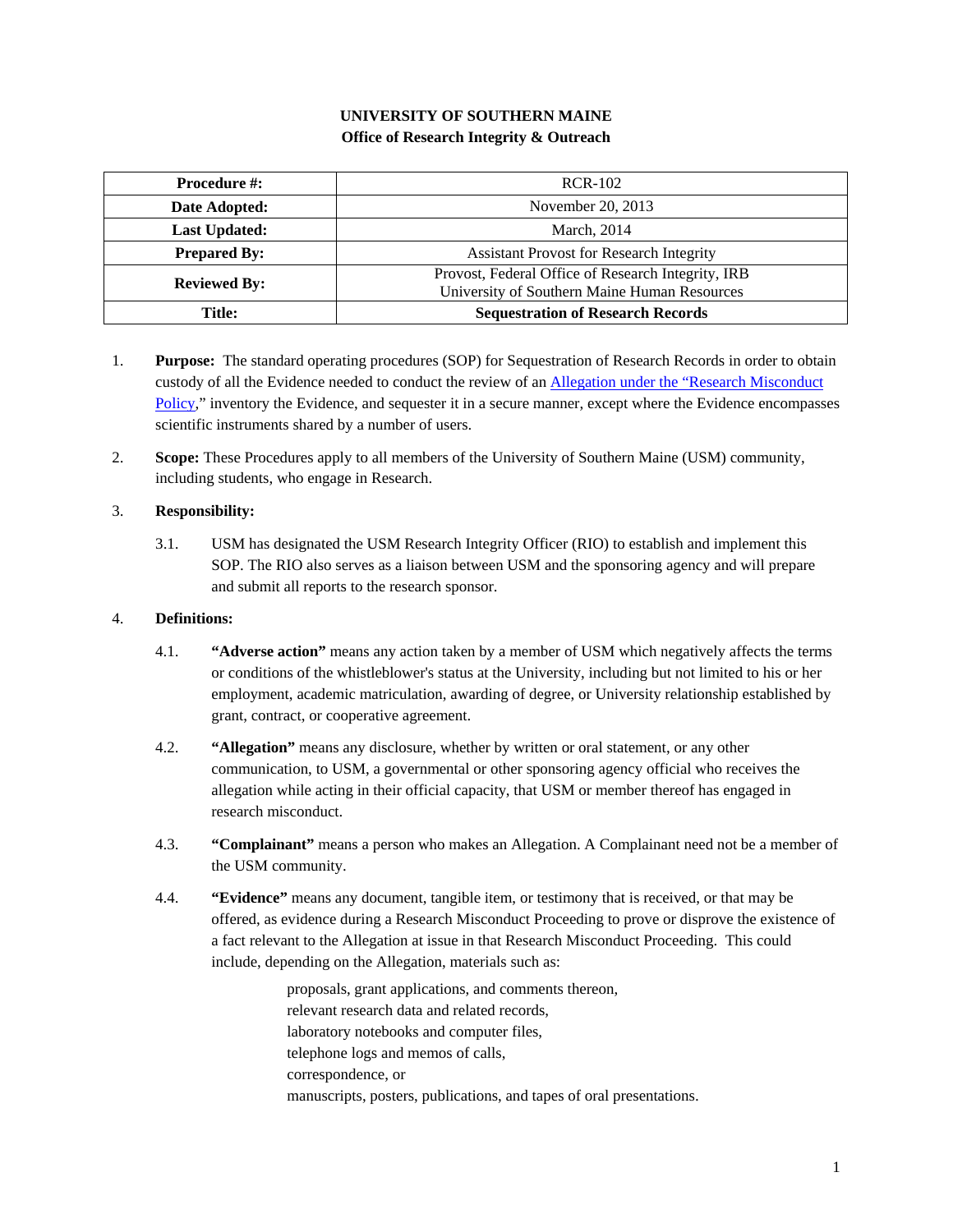**UNIVERSITY OF SOUTHERN MAINE**
**Office of Research Integrity & Outreach**

| | |
|---|---|
| **Procedure #:** | RCR-102 |
| **Date Adopted:** | November 20, 2013 |
| **Last Updated:** | March, 2014 |
| **Prepared By:** | Assistant Provost for Research Integrity |
| **Reviewed By:** | Provost, Federal Office of Research Integrity, IRB University of Southern Maine Human Resources |
| **Title:** | **Sequestration of Research Records** |

1. **Purpose:** The standard operating procedures (SOP) for Sequestration of Research Records in order to obtain custody of all the Evidence needed to conduct the review of an Allegation under the "Research Misconduct Policy," inventory the Evidence, and sequester it in a secure manner, except where the Evidence encompasses scientific instruments shared by a number of users.

2. **Scope:** These Procedures apply to all members of the University of Southern Maine (USM) community, including students, who engage in Research.

3. **Responsibility:**

   3.1. USM has designated the USM Research Integrity Officer (RIO) to establish and implement this SOP. The RIO also serves as a liaison between USM and the sponsoring agency and will prepare and submit all reports to the research sponsor.

4. **Definitions:**

   4.1. **"Adverse action"** means any action taken by a member of USM which negatively affects the terms or conditions of the whistleblower's status at the University, including but not limited to his or her employment, academic matriculation, awarding of degree, or University relationship established by grant, contract, or cooperative agreement.

   4.2. **"Allegation"** means any disclosure, whether by written or oral statement, or any other communication, to USM, a governmental or other sponsoring agency official who receives the allegation while acting in their official capacity, that USM or member thereof has engaged in research misconduct.

   4.3. **"Complainant"** means a person who makes an Allegation. A Complainant need not be a member of the USM community.

   4.4. **"Evidence"** means any document, tangible item, or testimony that is received, or that may be offered, as evidence during a Research Misconduct Proceeding to prove or disprove the existence of a fact relevant to the Allegation at issue in that Research Misconduct Proceeding. This could include, depending on the Allegation, materials such as:

      proposals, grant applications, and comments thereon,
      relevant research data and related records,
      laboratory notebooks and computer files,
      telephone logs and memos of calls,
      correspondence, or
      manuscripts, posters, publications, and tapes of oral presentations.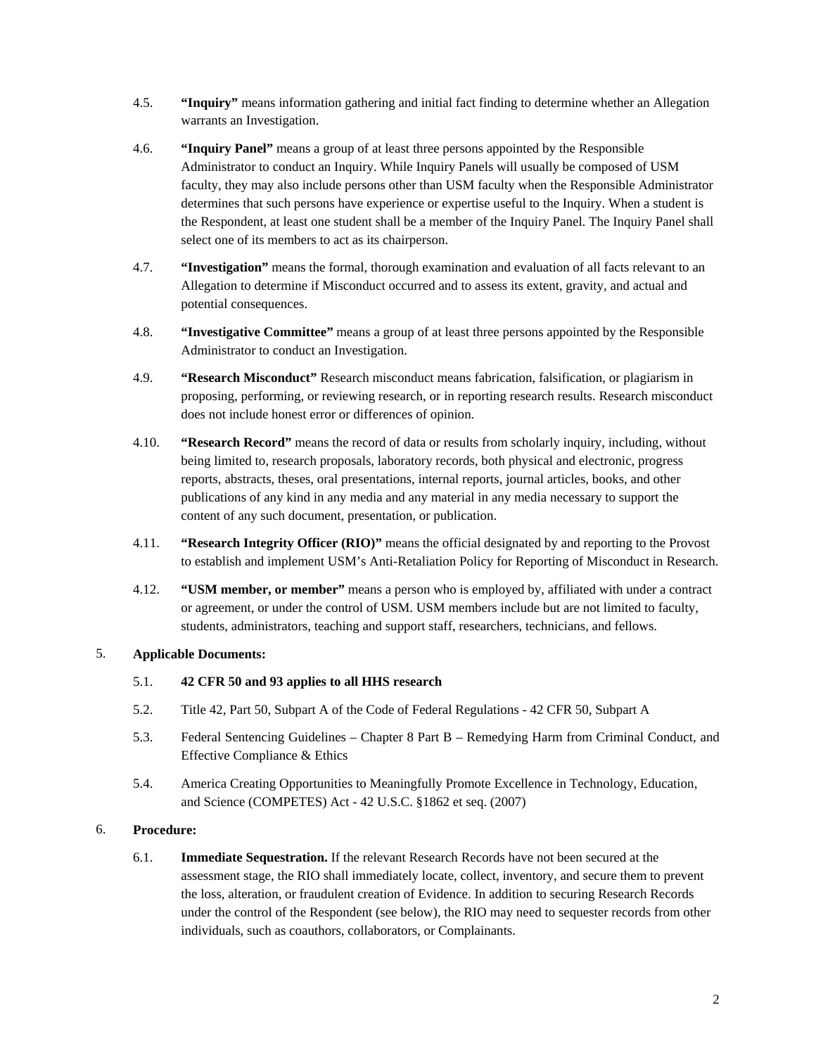4.5. **"Inquiry"** means information gathering and initial fact finding to determine whether an Allegation warrants an Investigation.

4.6. **"Inquiry Panel"** means a group of at least three persons appointed by the Responsible Administrator to conduct an Inquiry. While Inquiry Panels will usually be composed of USM faculty, they may also include persons other than USM faculty when the Responsible Administrator determines that such persons have experience or expertise useful to the Inquiry. When a student is the Respondent, at least one student shall be a member of the Inquiry Panel. The Inquiry Panel shall select one of its members to act as its chairperson.

4.7. **"Investigation"** means the formal, thorough examination and evaluation of all facts relevant to an Allegation to determine if Misconduct occurred and to assess its extent, gravity, and actual and potential consequences.

4.8. **"Investigative Committee"** means a group of at least three persons appointed by the Responsible Administrator to conduct an Investigation.

4.9. **"Research Misconduct"** Research misconduct means fabrication, falsification, or plagiarism in proposing, performing, or reviewing research, or in reporting research results. Research misconduct does not include honest error or differences of opinion.

4.10. **"Research Record"** means the record of data or results from scholarly inquiry, including, without being limited to, research proposals, laboratory records, both physical and electronic, progress reports, abstracts, theses, oral presentations, internal reports, journal articles, books, and other publications of any kind in any media and any material in any media necessary to support the content of any such document, presentation, or publication.

4.11. **"Research Integrity Officer (RIO)"** means the official designated by and reporting to the Provost to establish and implement USM's Anti-Retaliation Policy for Reporting of Misconduct in Research.

4.12. **"USM member, or member"** means a person who is employed by, affiliated with under a contract or agreement, or under the control of USM. USM members include but are not limited to faculty, students, administrators, teaching and support staff, researchers, technicians, and fellows.

5. **Applicable Documents:**

5.1. **42 CFR 50 and 93 applies to all HHS research**

5.2. Title 42, Part 50, Subpart A of the Code of Federal Regulations - 42 CFR 50, Subpart A

5.3. Federal Sentencing Guidelines – Chapter 8 Part B – Remedying Harm from Criminal Conduct, and Effective Compliance & Ethics

5.4. America Creating Opportunities to Meaningfully Promote Excellence in Technology, Education, and Science (COMPETES) Act - 42 U.S.C. §1862 et seq. (2007)

6. **Procedure:**

6.1. **Immediate Sequestration.** If the relevant Research Records have not been secured at the assessment stage, the RIO shall immediately locate, collect, inventory, and secure them to prevent the loss, alteration, or fraudulent creation of Evidence. In addition to securing Research Records under the control of the Respondent (see below), the RIO may need to sequester records from other individuals, such as coauthors, collaborators, or Complainants.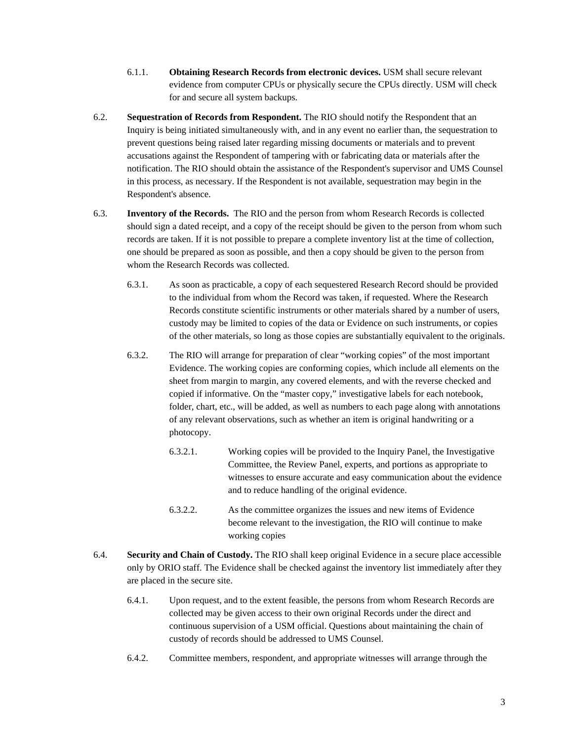6.1.1. **Obtaining Research Records from electronic devices.** USM shall secure relevant evidence from computer CPUs or physically secure the CPUs directly. USM will check for and secure all system backups.

6.2. **Sequestration of Records from Respondent.** The RIO should notify the Respondent that an Inquiry is being initiated simultaneously with, and in any event no earlier than, the sequestration to prevent questions being raised later regarding missing documents or materials and to prevent accusations against the Respondent of tampering with or fabricating data or materials after the notification. The RIO should obtain the assistance of the Respondent's supervisor and UMS Counsel in this process, as necessary. If the Respondent is not available, sequestration may begin in the Respondent's absence.

6.3. **Inventory of the Records.** The RIO and the person from whom Research Records is collected should sign a dated receipt, and a copy of the receipt should be given to the person from whom such records are taken. If it is not possible to prepare a complete inventory list at the time of collection, one should be prepared as soon as possible, and then a copy should be given to the person from whom the Research Records was collected.

6.3.1. As soon as practicable, a copy of each sequestered Research Record should be provided to the individual from whom the Record was taken, if requested. Where the Research Records constitute scientific instruments or other materials shared by a number of users, custody may be limited to copies of the data or Evidence on such instruments, or copies of the other materials, so long as those copies are substantially equivalent to the originals.

6.3.2. The RIO will arrange for preparation of clear "working copies" of the most important Evidence. The working copies are conforming copies, which include all elements on the sheet from margin to margin, any covered elements, and with the reverse checked and copied if informative. On the "master copy," investigative labels for each notebook, folder, chart, etc., will be added, as well as numbers to each page along with annotations of any relevant observations, such as whether an item is original handwriting or a photocopy.

6.3.2.1. Working copies will be provided to the Inquiry Panel, the Investigative Committee, the Review Panel, experts, and portions as appropriate to witnesses to ensure accurate and easy communication about the evidence and to reduce handling of the original evidence.

6.3.2.2. As the committee organizes the issues and new items of Evidence become relevant to the investigation, the RIO will continue to make working copies

6.4. **Security and Chain of Custody.** The RIO shall keep original Evidence in a secure place accessible only by ORIO staff. The Evidence shall be checked against the inventory list immediately after they are placed in the secure site.

6.4.1. Upon request, and to the extent feasible, the persons from whom Research Records are collected may be given access to their own original Records under the direct and continuous supervision of a USM official. Questions about maintaining the chain of custody of records should be addressed to UMS Counsel.

6.4.2. Committee members, respondent, and appropriate witnesses will arrange through the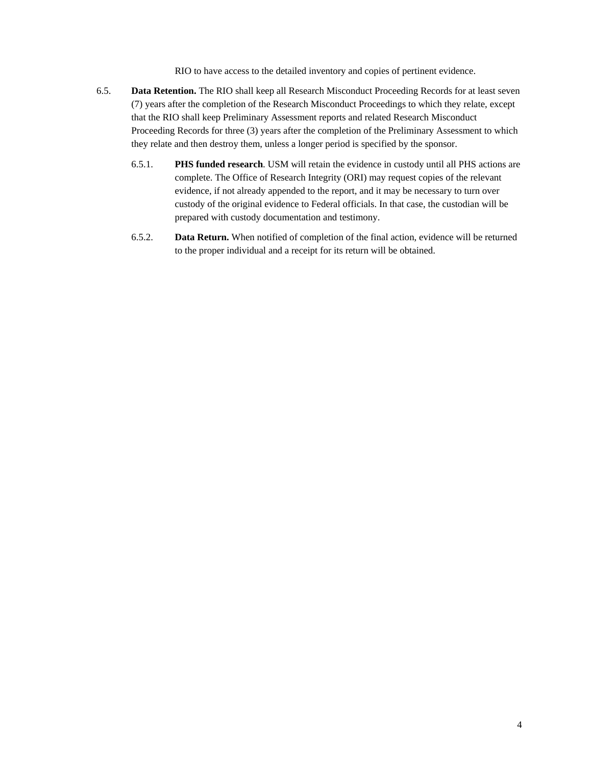RIO to have access to the detailed inventory and copies of pertinent evidence.

6.5. **Data Retention.** The RIO shall keep all Research Misconduct Proceeding Records for at least seven (7) years after the completion of the Research Misconduct Proceedings to which they relate, except that the RIO shall keep Preliminary Assessment reports and related Research Misconduct Proceeding Records for three (3) years after the completion of the Preliminary Assessment to which they relate and then destroy them, unless a longer period is specified by the sponsor.

6.5.1. **PHS funded research**. USM will retain the evidence in custody until all PHS actions are complete. The Office of Research Integrity (ORI) may request copies of the relevant evidence, if not already appended to the report, and it may be necessary to turn over custody of the original evidence to Federal officials. In that case, the custodian will be prepared with custody documentation and testimony.

6.5.2. **Data Return.** When notified of completion of the final action, evidence will be returned to the proper individual and a receipt for its return will be obtained.